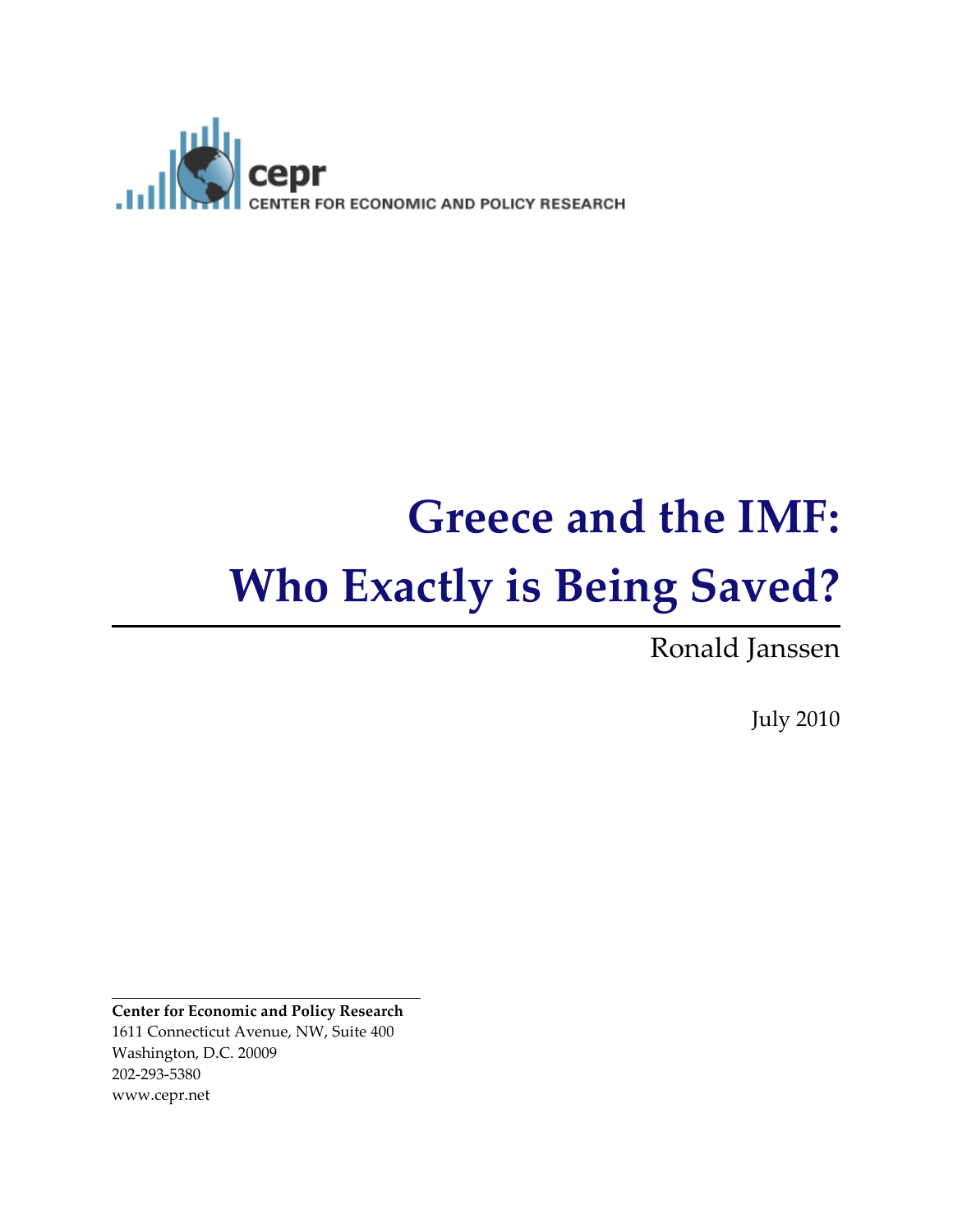cepr
CENTER FOR ECONOMIC AND POLICY RESEARCH

# Greece and the IMF: Who Exactly is Being Saved?

Ronald Janssen

July 2010

**Center for Economic and Policy Research**
1611 Connecticut Avenue, NW, Suite 400
Washington, D.C. 20009
202-293-5380
www.cepr.net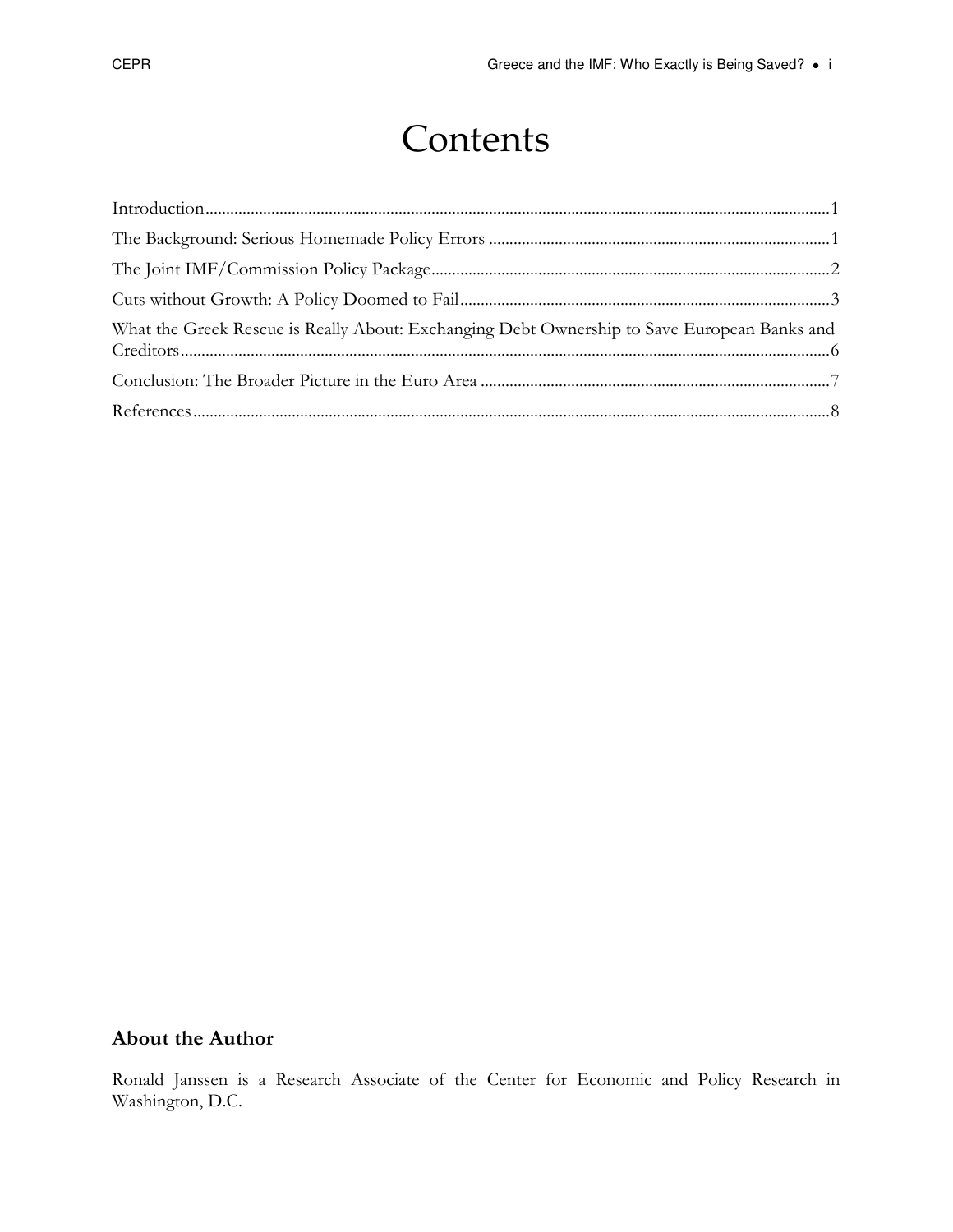# Contents

Introduction........................................................................................................................................1

The Background: Serious Homemade Policy Errors ...................................................................1

The Joint IMF/Commission Policy Package..................................................................................2

Cuts without Growth: A Policy Doomed to Fail...........................................................................3

What the Greek Rescue is Really About: Exchanging Debt Ownership to Save European Banks and Creditors..............................................................................................................................6

Conclusion: The Broader Picture in the Euro Area .....................................................................7

References..........................................................................................................................................8

## About the Author

Ronald Janssen is a Research Associate of the Center for Economic and Policy Research in Washington, D.C.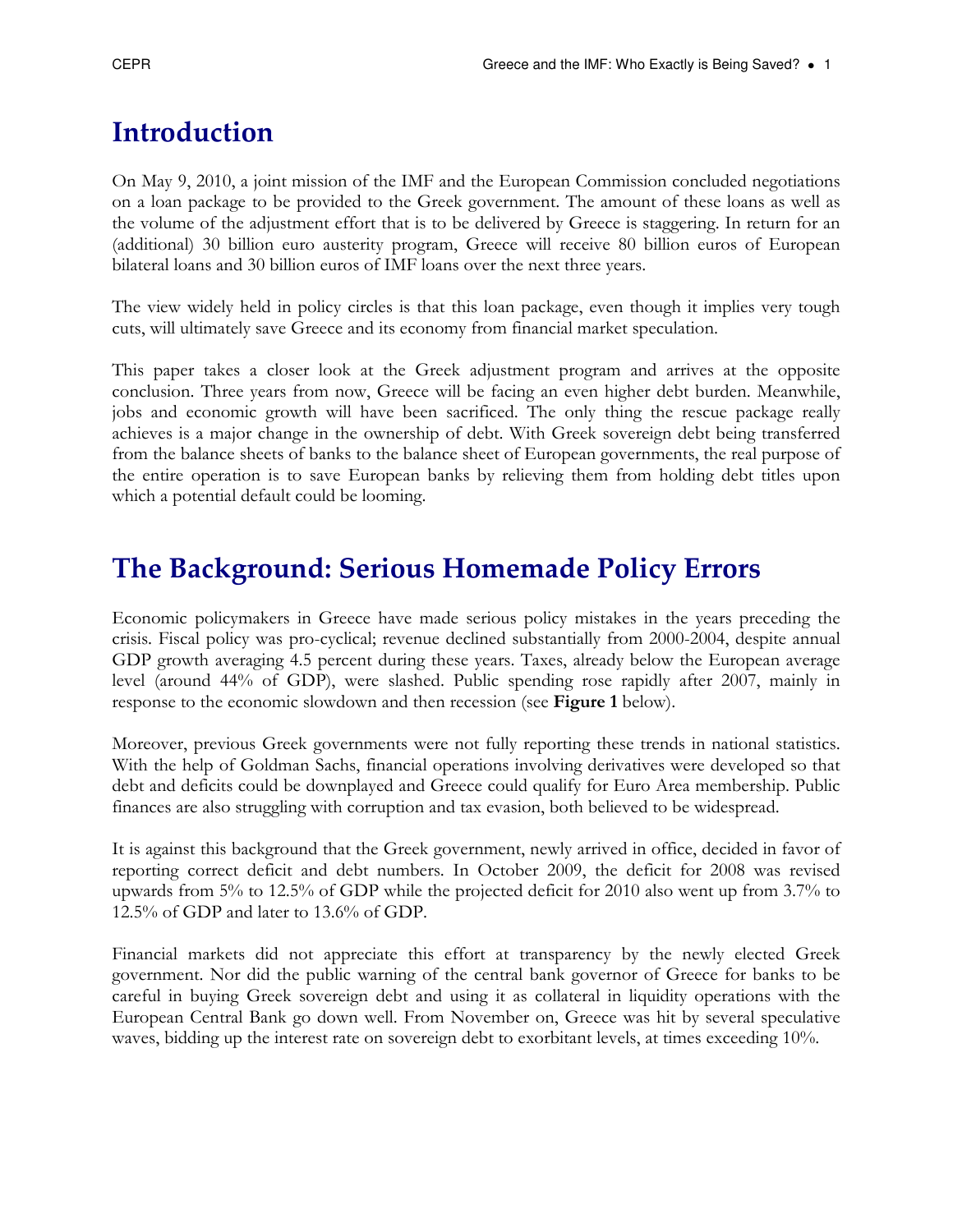## Introduction

On May 9, 2010, a joint mission of the IMF and the European Commission concluded negotiations on a loan package to be provided to the Greek government. The amount of these loans as well as the volume of the adjustment effort that is to be delivered by Greece is staggering. In return for an (additional) 30 billion euro austerity program, Greece will receive 80 billion euros of European bilateral loans and 30 billion euros of IMF loans over the next three years.

The view widely held in policy circles is that this loan package, even though it implies very tough cuts, will ultimately save Greece and its economy from financial market speculation.

This paper takes a closer look at the Greek adjustment program and arrives at the opposite conclusion. Three years from now, Greece will be facing an even higher debt burden. Meanwhile, jobs and economic growth will have been sacrificed. The only thing the rescue package really achieves is a major change in the ownership of debt. With Greek sovereign debt being transferred from the balance sheets of banks to the balance sheet of European governments, the real purpose of the entire operation is to save European banks by relieving them from holding debt titles upon which a potential default could be looming.

## The Background: Serious Homemade Policy Errors

Economic policymakers in Greece have made serious policy mistakes in the years preceding the crisis. Fiscal policy was pro-cyclical; revenue declined substantially from 2000-2004, despite annual GDP growth averaging 4.5 percent during these years. Taxes, already below the European average level (around 44% of GDP), were slashed. Public spending rose rapidly after 2007, mainly in response to the economic slowdown and then recession (see **Figure 1** below).

Moreover, previous Greek governments were not fully reporting these trends in national statistics. With the help of Goldman Sachs, financial operations involving derivatives were developed so that debt and deficits could be downplayed and Greece could qualify for Euro Area membership. Public finances are also struggling with corruption and tax evasion, both believed to be widespread.

It is against this background that the Greek government, newly arrived in office, decided in favor of reporting correct deficit and debt numbers. In October 2009, the deficit for 2008 was revised upwards from 5% to 12.5% of GDP while the projected deficit for 2010 also went up from 3.7% to 12.5% of GDP and later to 13.6% of GDP.

Financial markets did not appreciate this effort at transparency by the newly elected Greek government. Nor did the public warning of the central bank governor of Greece for banks to be careful in buying Greek sovereign debt and using it as collateral in liquidity operations with the European Central Bank go down well. From November on, Greece was hit by several speculative waves, bidding up the interest rate on sovereign debt to exorbitant levels, at times exceeding 10%.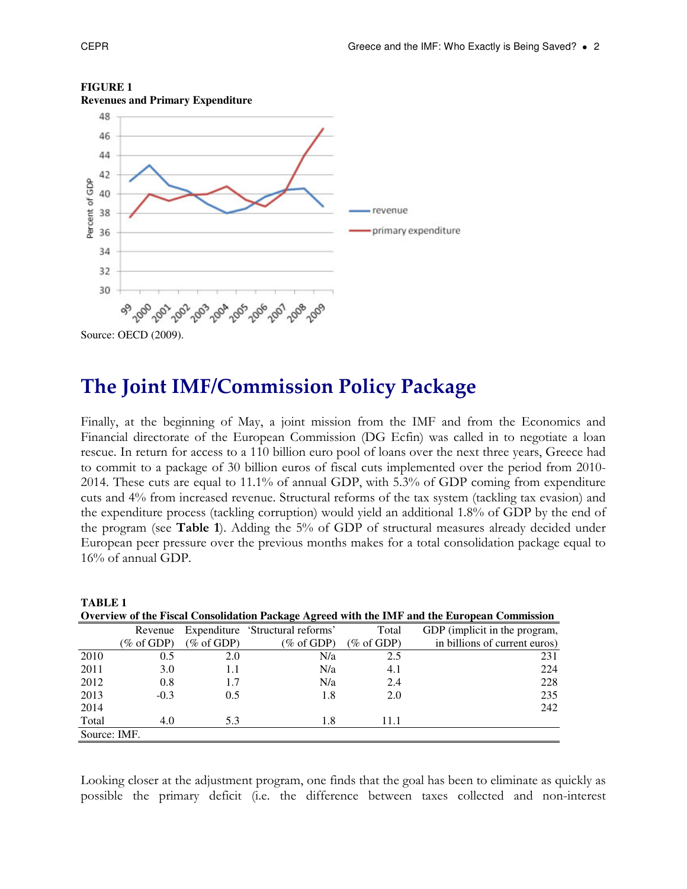**FIGURE 1**
**Revenues and Primary Expenditure**

Source: OECD (2009).

## The Joint IMF/Commission Policy Package

Finally, at the beginning of May, a joint mission from the IMF and from the Economics and Financial directorate of the European Commission (DG Ecfin) was called in to negotiate a loan rescue. In return for access to a 110 billion euro pool of loans over the next three years, Greece had to commit to a package of 30 billion euros of fiscal cuts implemented over the period from 2010-2014. These cuts are equal to 11.1% of annual GDP, with 5.3% of GDP coming from expenditure cuts and 4% from increased revenue. Structural reforms of the tax system (tackling tax evasion) and the expenditure process (tackling corruption) would yield an additional 1.8% of GDP by the end of the program (see **Table 1**). Adding the 5% of GDP of structural measures already decided under European peer pressure over the previous months makes for a total consolidation package equal to 16% of annual GDP.

**TABLE 1**
**Overview of the Fiscal Consolidation Package Agreed with the IMF and the European Commission**

| | Revenue (% of GDP) | Expenditure (% of GDP) | 'Structural reforms' (% of GDP) | Total (% of GDP) | GDP (implicit in the program, in billions of current euros) |
|---|---|---|---|---|---|
| 2010 | 0.5 | 2.0 | N/a | 2.5 | 231 |
| 2011 | 3.0 | 1.1 | N/a | 4.1 | 224 |
| 2012 | 0.8 | 1.7 | N/a | 2.4 | 228 |
| 2013 | -0.3 | 0.5 | 1.8 | 2.0 | 235 |
| 2014 | | | | | 242 |
| Total | 4.0 | 5.3 | 1.8 | 11.1 | |

Source: IMF.

Looking closer at the adjustment program, one finds that the goal has been to eliminate as quickly as possible the primary deficit (i.e. the difference between taxes collected and non-interest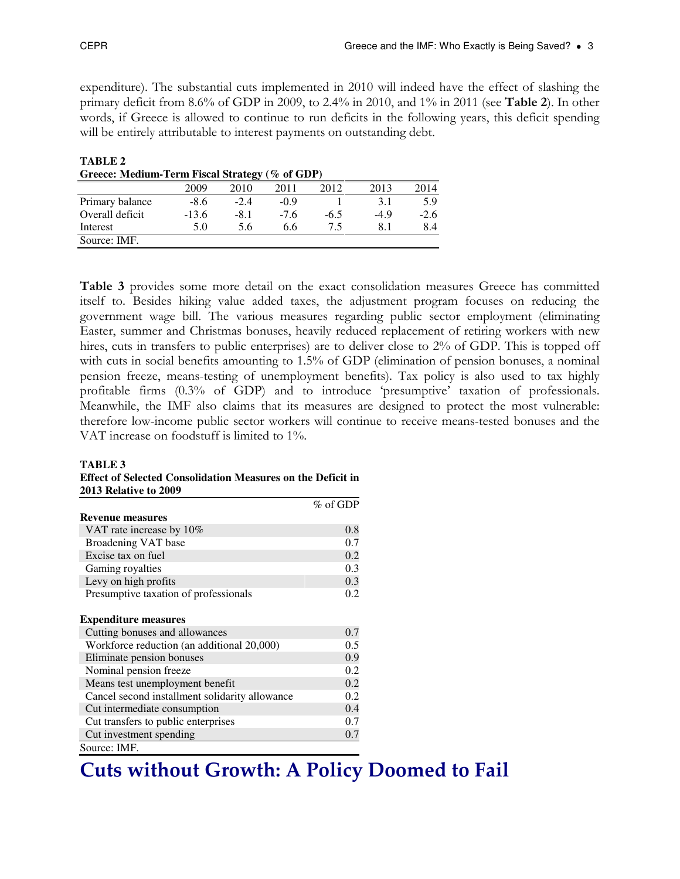expenditure). The substantial cuts implemented in 2010 will indeed have the effect of slashing the primary deficit from 8.6% of GDP in 2009, to 2.4% in 2010, and 1% in 2011 (see **Table 2**). In other words, if Greece is allowed to continue to run deficits in the following years, this deficit spending will be entirely attributable to interest payments on outstanding debt.

**TABLE 2**
**Greece: Medium-Term Fiscal Strategy (% of GDP)**

| | 2009 | 2010 | 2011 | 2012 | 2013 | 2014 |
|---|---|---|---|---|---|---|
| Primary balance | -8.6 | -2.4 | -0.9 | 1 | 3.1 | 5.9 |
| Overall deficit | -13.6 | -8.1 | -7.6 | -6.5 | -4.9 | -2.6 |
| Interest | 5.0 | 5.6 | 6.6 | 7.5 | 8.1 | 8.4 |

Source: IMF.

**Table 3** provides some more detail on the exact consolidation measures Greece has committed itself to. Besides hiking value added taxes, the adjustment program focuses on reducing the government wage bill. The various measures regarding public sector employment (eliminating Easter, summer and Christmas bonuses, heavily reduced replacement of retiring workers with new hires, cuts in transfers to public enterprises) are to deliver close to 2% of GDP. This is topped off with cuts in social benefits amounting to 1.5% of GDP (elimination of pension bonuses, a nominal pension freeze, means-testing of unemployment benefits). Tax policy is also used to tax highly profitable firms (0.3% of GDP) and to introduce 'presumptive' taxation of professionals. Meanwhile, the IMF also claims that its measures are designed to protect the most vulnerable: therefore low-income public sector workers will continue to receive means-tested bonuses and the VAT increase on foodstuff is limited to 1%.

**TABLE 3**
**Effect of Selected Consolidation Measures on the Deficit in 2013 Relative to 2009**

| | % of GDP |
|---|---|
| **Revenue measures** | |
| VAT rate increase by 10% | 0.8 |
| Broadening VAT base | 0.7 |
| Excise tax on fuel | 0.2 |
| Gaming royalties | 0.3 |
| Levy on high profits | 0.3 |
| Presumptive taxation of professionals | 0.2 |
| **Expenditure measures** | |
| Cutting bonuses and allowances | 0.7 |
| Workforce reduction (an additional 20,000) | 0.5 |
| Eliminate pension bonuses | 0.9 |
| Nominal pension freeze | 0.2 |
| Means test unemployment benefit | 0.2 |
| Cancel second installment solidarity allowance | 0.2 |
| Cut intermediate consumption | 0.4 |
| Cut transfers to public enterprises | 0.7 |
| Cut investment spending | 0.7 |

Source: IMF.

# Cuts without Growth: A Policy Doomed to Fail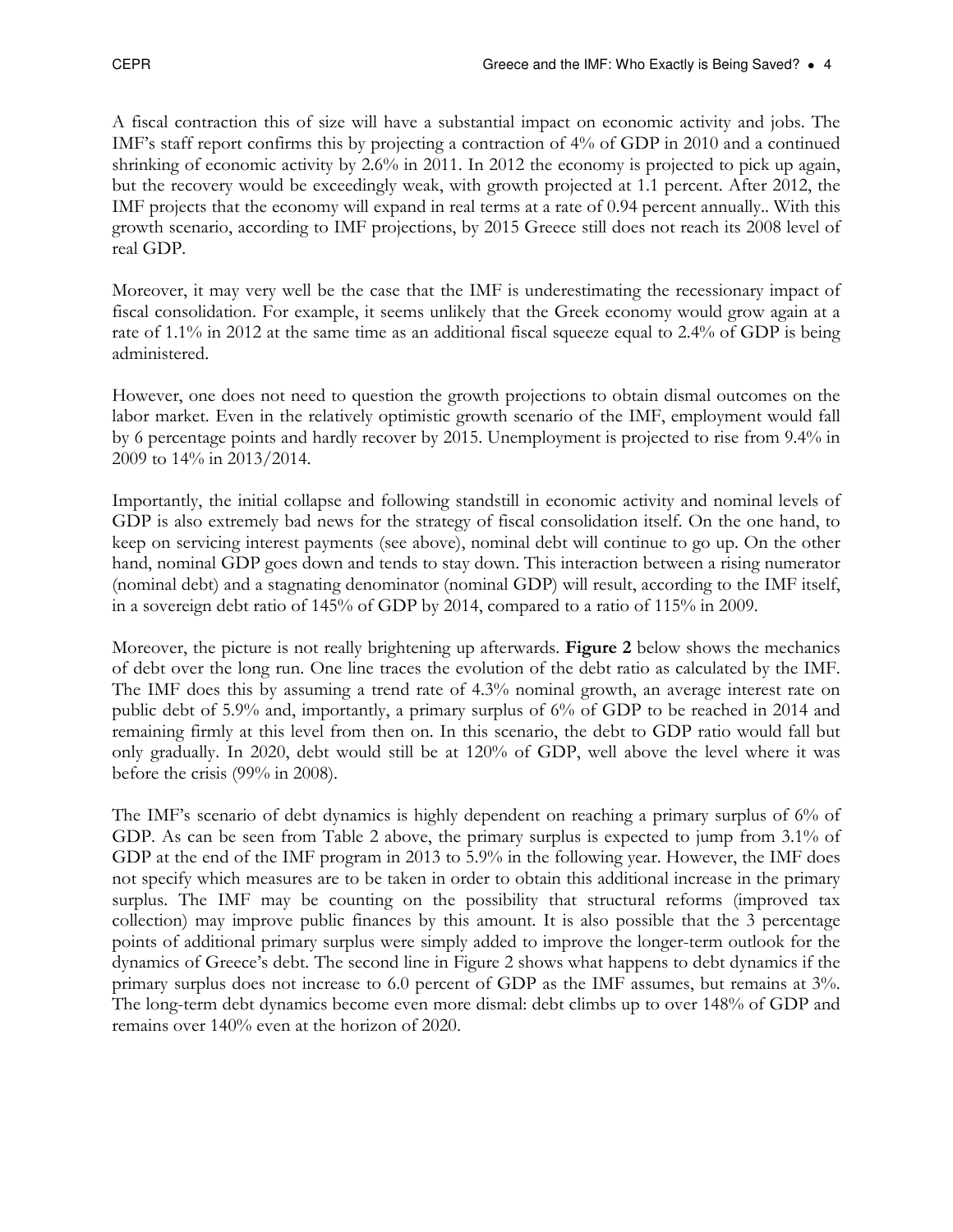A fiscal contraction this of size will have a substantial impact on economic activity and jobs. The IMF's staff report confirms this by projecting a contraction of 4% of GDP in 2010 and a continued shrinking of economic activity by 2.6% in 2011. In 2012 the economy is projected to pick up again, but the recovery would be exceedingly weak, with growth projected at 1.1 percent. After 2012, the IMF projects that the economy will expand in real terms at a rate of 0.94 percent annually.. With this growth scenario, according to IMF projections, by 2015 Greece still does not reach its 2008 level of real GDP.

Moreover, it may very well be the case that the IMF is underestimating the recessionary impact of fiscal consolidation. For example, it seems unlikely that the Greek economy would grow again at a rate of 1.1% in 2012 at the same time as an additional fiscal squeeze equal to 2.4% of GDP is being administered.

However, one does not need to question the growth projections to obtain dismal outcomes on the labor market. Even in the relatively optimistic growth scenario of the IMF, employment would fall by 6 percentage points and hardly recover by 2015. Unemployment is projected to rise from 9.4% in 2009 to 14% in 2013/2014.

Importantly, the initial collapse and following standstill in economic activity and nominal levels of GDP is also extremely bad news for the strategy of fiscal consolidation itself. On the one hand, to keep on servicing interest payments (see above), nominal debt will continue to go up. On the other hand, nominal GDP goes down and tends to stay down. This interaction between a rising numerator (nominal debt) and a stagnating denominator (nominal GDP) will result, according to the IMF itself, in a sovereign debt ratio of 145% of GDP by 2014, compared to a ratio of 115% in 2009.

Moreover, the picture is not really brightening up afterwards. **Figure 2** below shows the mechanics of debt over the long run. One line traces the evolution of the debt ratio as calculated by the IMF. The IMF does this by assuming a trend rate of 4.3% nominal growth, an average interest rate on public debt of 5.9% and, importantly, a primary surplus of 6% of GDP to be reached in 2014 and remaining firmly at this level from then on. In this scenario, the debt to GDP ratio would fall but only gradually. In 2020, debt would still be at 120% of GDP, well above the level where it was before the crisis (99% in 2008).

The IMF's scenario of debt dynamics is highly dependent on reaching a primary surplus of 6% of GDP. As can be seen from Table 2 above, the primary surplus is expected to jump from 3.1% of GDP at the end of the IMF program in 2013 to 5.9% in the following year. However, the IMF does not specify which measures are to be taken in order to obtain this additional increase in the primary surplus. The IMF may be counting on the possibility that structural reforms (improved tax collection) may improve public finances by this amount. It is also possible that the 3 percentage points of additional primary surplus were simply added to improve the longer-term outlook for the dynamics of Greece's debt. The second line in Figure 2 shows what happens to debt dynamics if the primary surplus does not increase to 6.0 percent of GDP as the IMF assumes, but remains at 3%. The long-term debt dynamics become even more dismal: debt climbs up to over 148% of GDP and remains over 140% even at the horizon of 2020.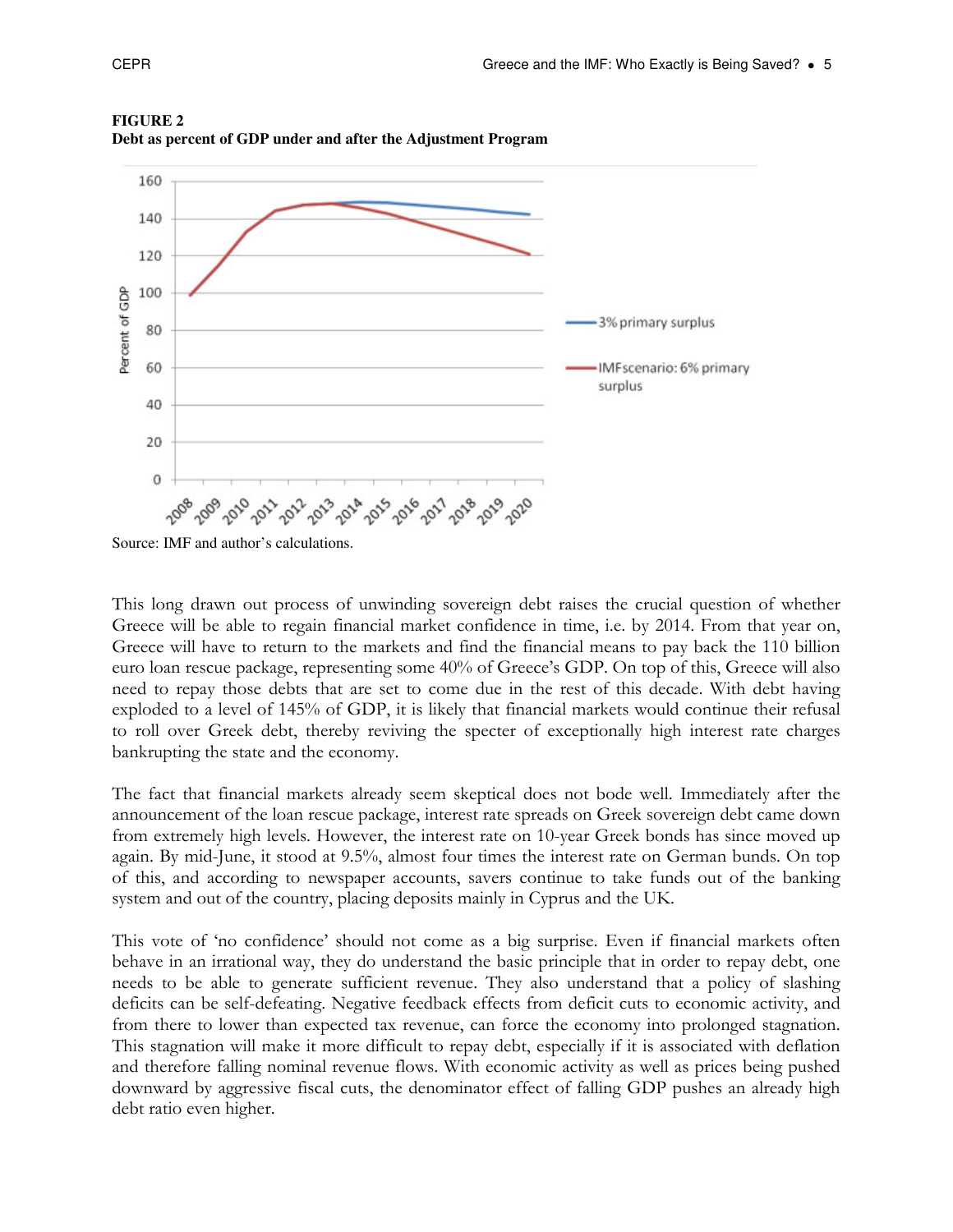**FIGURE 2**
**Debt as percent of GDP under and after the Adjustment Program**

Source: IMF and author's calculations.

This long drawn out process of unwinding sovereign debt raises the crucial question of whether Greece will be able to regain financial market confidence in time, i.e. by 2014. From that year on, Greece will have to return to the markets and find the financial means to pay back the 110 billion euro loan rescue package, representing some 40% of Greece's GDP. On top of this, Greece will also need to repay those debts that are set to come due in the rest of this decade. With debt having exploded to a level of 145% of GDP, it is likely that financial markets would continue their refusal to roll over Greek debt, thereby reviving the specter of exceptionally high interest rate charges bankrupting the state and the economy.

The fact that financial markets already seem skeptical does not bode well. Immediately after the announcement of the loan rescue package, interest rate spreads on Greek sovereign debt came down from extremely high levels. However, the interest rate on 10-year Greek bonds has since moved up again. By mid-June, it stood at 9.5%, almost four times the interest rate on German bunds. On top of this, and according to newspaper accounts, savers continue to take funds out of the banking system and out of the country, placing deposits mainly in Cyprus and the UK.

This vote of 'no confidence' should not come as a big surprise. Even if financial markets often behave in an irrational way, they do understand the basic principle that in order to repay debt, one needs to be able to generate sufficient revenue. They also understand that a policy of slashing deficits can be self-defeating. Negative feedback effects from deficit cuts to economic activity, and from there to lower than expected tax revenue, can force the economy into prolonged stagnation. This stagnation will make it more difficult to repay debt, especially if it is associated with deflation and therefore falling nominal revenue flows. With economic activity as well as prices being pushed downward by aggressive fiscal cuts, the denominator effect of falling GDP pushes an already high debt ratio even higher.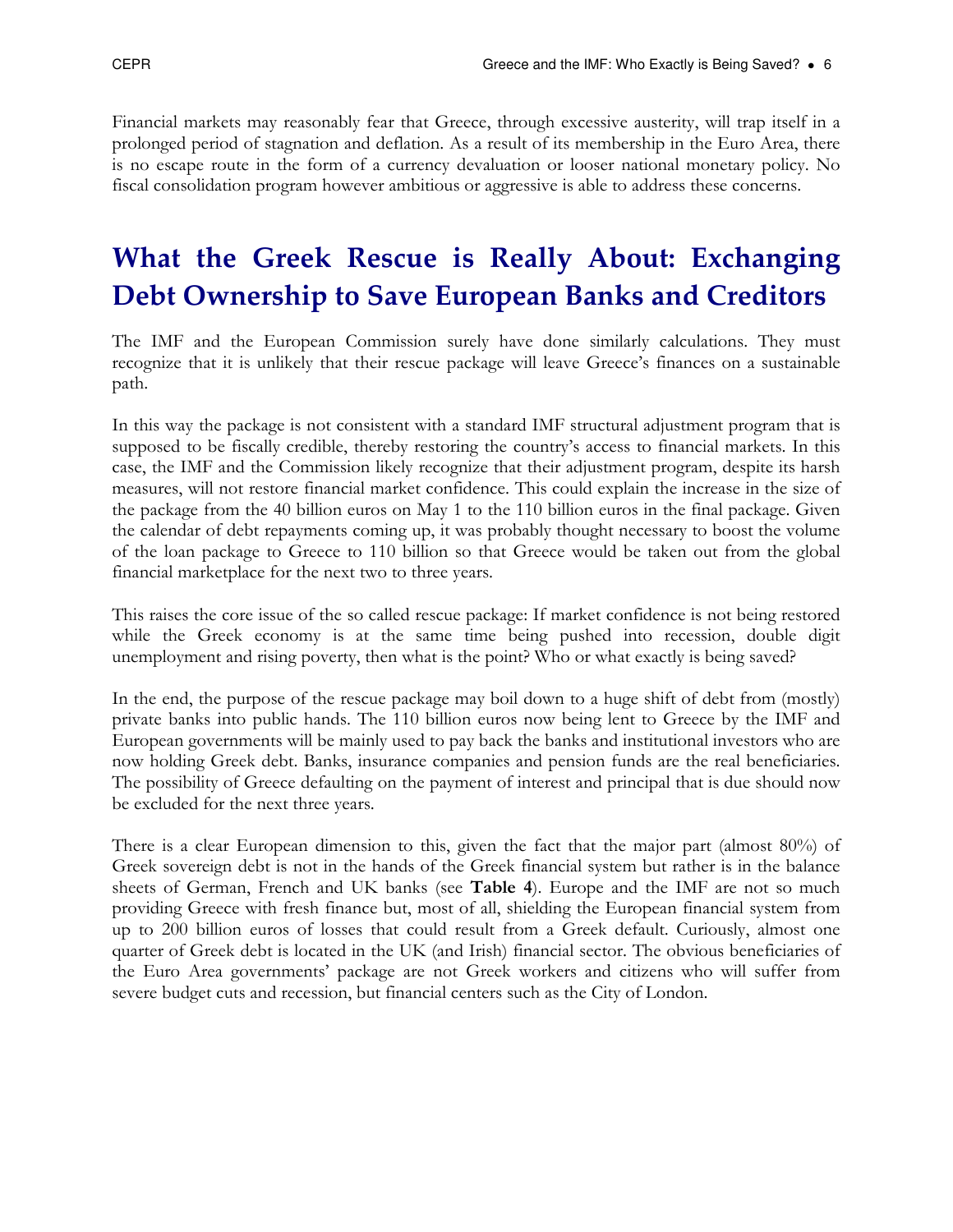Financial markets may reasonably fear that Greece, through excessive austerity, will trap itself in a prolonged period of stagnation and deflation. As a result of its membership in the Euro Area, there is no escape route in the form of a currency devaluation or looser national monetary policy. No fiscal consolidation program however ambitious or aggressive is able to address these concerns.

# What the Greek Rescue is Really About: Exchanging Debt Ownership to Save European Banks and Creditors

The IMF and the European Commission surely have done similarly calculations. They must recognize that it is unlikely that their rescue package will leave Greece's finances on a sustainable path.

In this way the package is not consistent with a standard IMF structural adjustment program that is supposed to be fiscally credible, thereby restoring the country's access to financial markets. In this case, the IMF and the Commission likely recognize that their adjustment program, despite its harsh measures, will not restore financial market confidence. This could explain the increase in the size of the package from the 40 billion euros on May 1 to the 110 billion euros in the final package. Given the calendar of debt repayments coming up, it was probably thought necessary to boost the volume of the loan package to Greece to 110 billion so that Greece would be taken out from the global financial marketplace for the next two to three years.

This raises the core issue of the so called rescue package: If market confidence is not being restored while the Greek economy is at the same time being pushed into recession, double digit unemployment and rising poverty, then what is the point? Who or what exactly is being saved?

In the end, the purpose of the rescue package may boil down to a huge shift of debt from (mostly) private banks into public hands. The 110 billion euros now being lent to Greece by the IMF and European governments will be mainly used to pay back the banks and institutional investors who are now holding Greek debt. Banks, insurance companies and pension funds are the real beneficiaries. The possibility of Greece defaulting on the payment of interest and principal that is due should now be excluded for the next three years.

There is a clear European dimension to this, given the fact that the major part (almost 80%) of Greek sovereign debt is not in the hands of the Greek financial system but rather is in the balance sheets of German, French and UK banks (see **Table 4**). Europe and the IMF are not so much providing Greece with fresh finance but, most of all, shielding the European financial system from up to 200 billion euros of losses that could result from a Greek default. Curiously, almost one quarter of Greek debt is located in the UK (and Irish) financial sector. The obvious beneficiaries of the Euro Area governments' package are not Greek workers and citizens who will suffer from severe budget cuts and recession, but financial centers such as the City of London.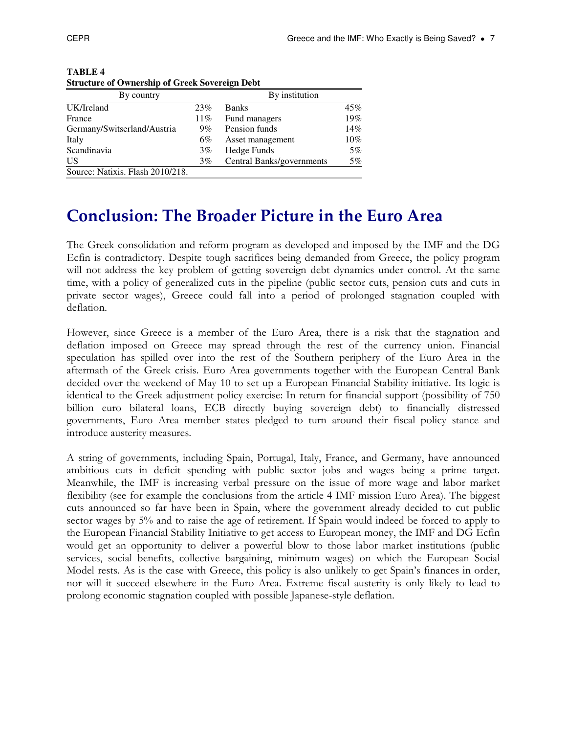**TABLE 4**
**Structure of Ownership of Greek Sovereign Debt**

| By country | | By institution | |
|---|---|---|---|
| UK/Ireland | 23% | Banks | 45% |
| France | 11% | Fund managers | 19% |
| Germany/Switserland/Austria | 9% | Pension funds | 14% |
| Italy | 6% | Asset management | 10% |
| Scandinavia | 3% | Hedge Funds | 5% |
| US | 3% | Central Banks/governments | 5% |

Source: Natixis. Flash 2010/218.

# Conclusion: The Broader Picture in the Euro Area

The Greek consolidation and reform program as developed and imposed by the IMF and the DG Ecfin is contradictory. Despite tough sacrifices being demanded from Greece, the policy program will not address the key problem of getting sovereign debt dynamics under control. At the same time, with a policy of generalized cuts in the pipeline (public sector cuts, pension cuts and cuts in private sector wages), Greece could fall into a period of prolonged stagnation coupled with deflation.

However, since Greece is a member of the Euro Area, there is a risk that the stagnation and deflation imposed on Greece may spread through the rest of the currency union. Financial speculation has spilled over into the rest of the Southern periphery of the Euro Area in the aftermath of the Greek crisis. Euro Area governments together with the European Central Bank decided over the weekend of May 10 to set up a European Financial Stability initiative. Its logic is identical to the Greek adjustment policy exercise: In return for financial support (possibility of 750 billion euro bilateral loans, ECB directly buying sovereign debt) to financially distressed governments, Euro Area member states pledged to turn around their fiscal policy stance and introduce austerity measures.

A string of governments, including Spain, Portugal, Italy, France, and Germany, have announced ambitious cuts in deficit spending with public sector jobs and wages being a prime target. Meanwhile, the IMF is increasing verbal pressure on the issue of more wage and labor market flexibility (see for example the conclusions from the article 4 IMF mission Euro Area). The biggest cuts announced so far have been in Spain, where the government already decided to cut public sector wages by 5% and to raise the age of retirement. If Spain would indeed be forced to apply to the European Financial Stability Initiative to get access to European money, the IMF and DG Ecfin would get an opportunity to deliver a powerful blow to those labor market institutions (public services, social benefits, collective bargaining, minimum wages) on which the European Social Model rests. As is the case with Greece, this policy is also unlikely to get Spain's finances in order, nor will it succeed elsewhere in the Euro Area. Extreme fiscal austerity is only likely to lead to prolong economic stagnation coupled with possible Japanese-style deflation.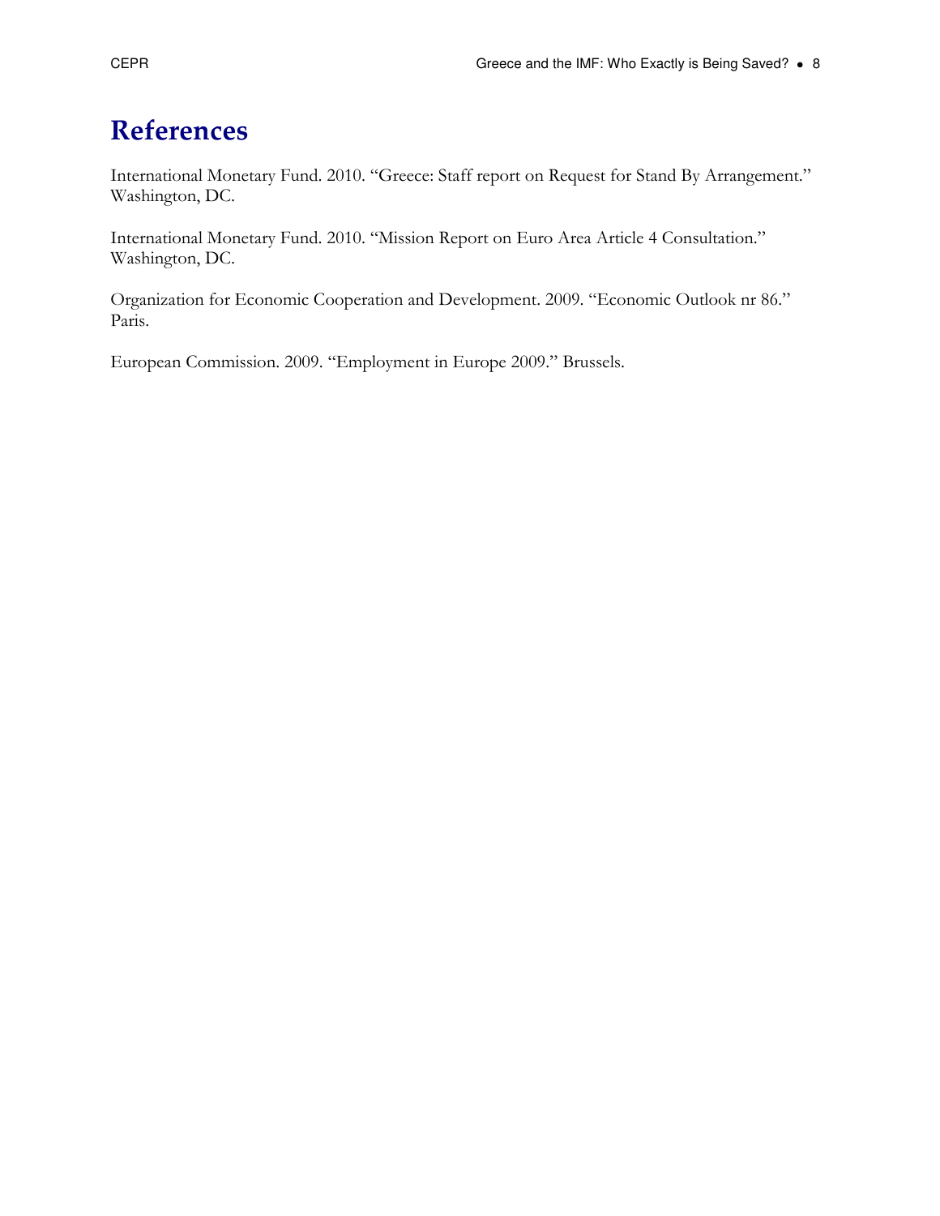# References

International Monetary Fund. 2010. "Greece: Staff report on Request for Stand By Arrangement." Washington, DC.

International Monetary Fund. 2010. "Mission Report on Euro Area Article 4 Consultation." Washington, DC.

Organization for Economic Cooperation and Development. 2009. "Economic Outlook nr 86." Paris.

European Commission. 2009. "Employment in Europe 2009." Brussels.